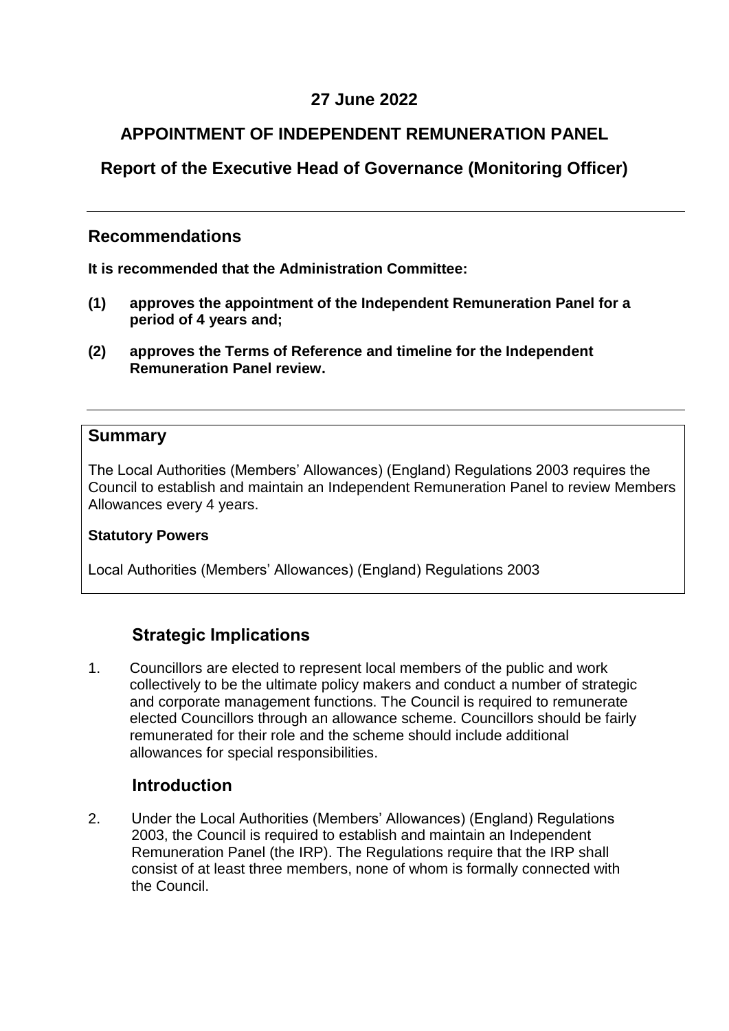**27 June 2022**

# APPOINTMENT OF INDEPENDENT REMUNERATION PANEL

## Report of the Executive Head of Governance (Monitoring Officer)

---

## Recommendations

**It is recommended that the Administration Committee:**

**(1) approves the appointment of the Independent Remuneration Panel for a period of 4 years and;**

**(2) approves the Terms of Reference and timeline for the Independent Remuneration Panel review.**

---

## Summary

The Local Authorities (Members' Allowances) (England) Regulations 2003 requires the Council to establish and maintain an Independent Remuneration Panel to review Members Allowances every 4 years.

**Statutory Powers**

Local Authorities (Members' Allowances) (England) Regulations 2003

## Strategic Implications

1. Councillors are elected to represent local members of the public and work collectively to be the ultimate policy makers and conduct a number of strategic and corporate management functions. The Council is required to remunerate elected Councillors through an allowance scheme. Councillors should be fairly remunerated for their role and the scheme should include additional allowances for special responsibilities.

## Introduction

2. Under the Local Authorities (Members' Allowances) (England) Regulations 2003, the Council is required to establish and maintain an Independent Remuneration Panel (the IRP). The Regulations require that the IRP shall consist of at least three members, none of whom is formally connected with the Council.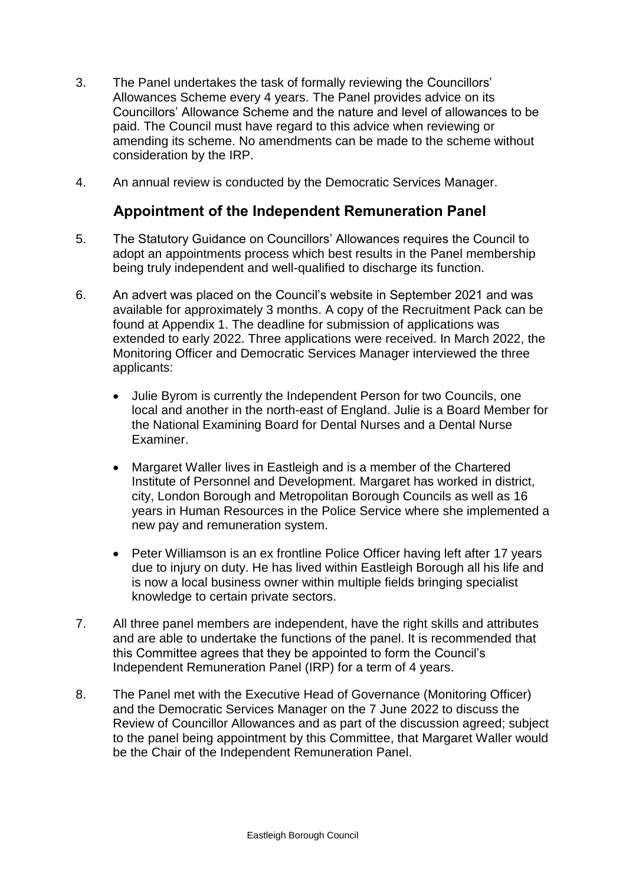3. The Panel undertakes the task of formally reviewing the Councillors' Allowances Scheme every 4 years. The Panel provides advice on its Councillors' Allowance Scheme and the nature and level of allowances to be paid. The Council must have regard to this advice when reviewing or amending its scheme. No amendments can be made to the scheme without consideration by the IRP.

4. An annual review is conducted by the Democratic Services Manager.

## Appointment of the Independent Remuneration Panel

5. The Statutory Guidance on Councillors' Allowances requires the Council to adopt an appointments process which best results in the Panel membership being truly independent and well-qualified to discharge its function.

6. An advert was placed on the Council's website in September 2021 and was available for approximately 3 months. A copy of the Recruitment Pack can be found at Appendix 1. The deadline for submission of applications was extended to early 2022. Three applications were received. In March 2022, the Monitoring Officer and Democratic Services Manager interviewed the three applicants:

   - Julie Byrom is currently the Independent Person for two Councils, one local and another in the north-east of England. Julie is a Board Member for the National Examining Board for Dental Nurses and a Dental Nurse Examiner.

   - Margaret Waller lives in Eastleigh and is a member of the Chartered Institute of Personnel and Development. Margaret has worked in district, city, London Borough and Metropolitan Borough Councils as well as 16 years in Human Resources in the Police Service where she implemented a new pay and remuneration system.

   - Peter Williamson is an ex frontline Police Officer having left after 17 years due to injury on duty. He has lived within Eastleigh Borough all his life and is now a local business owner within multiple fields bringing specialist knowledge to certain private sectors.

7. All three panel members are independent, have the right skills and attributes and are able to undertake the functions of the panel. It is recommended that this Committee agrees that they be appointed to form the Council's Independent Remuneration Panel (IRP) for a term of 4 years.

8. The Panel met with the Executive Head of Governance (Monitoring Officer) and the Democratic Services Manager on the 7 June 2022 to discuss the Review of Councillor Allowances and as part of the discussion agreed; subject to the panel being appointment by this Committee, that Margaret Waller would be the Chair of the Independent Remuneration Panel.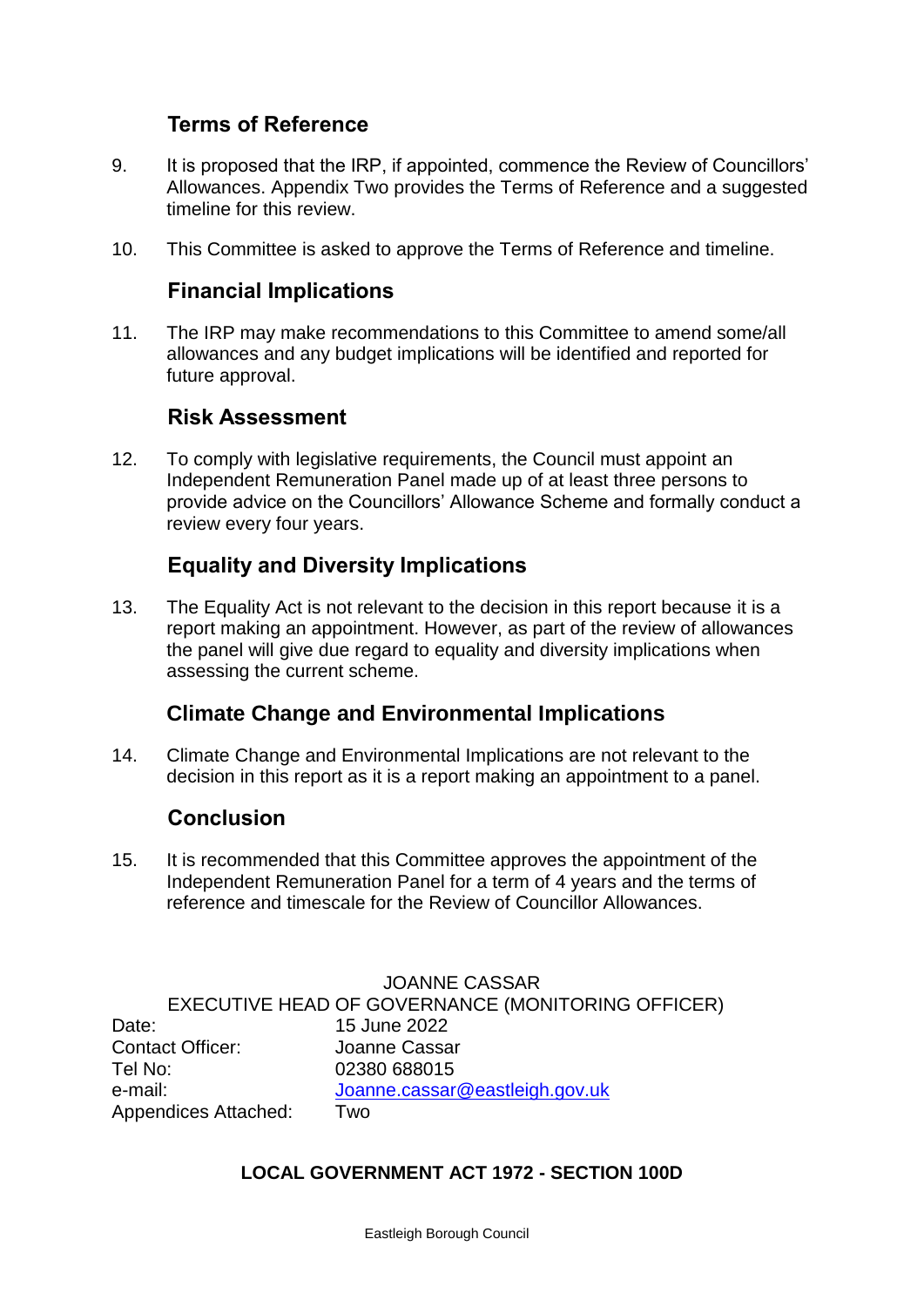## Terms of Reference

9. It is proposed that the IRP, if appointed, commence the Review of Councillors' Allowances. Appendix Two provides the Terms of Reference and a suggested timeline for this review.

10. This Committee is asked to approve the Terms of Reference and timeline.

## Financial Implications

11. The IRP may make recommendations to this Committee to amend some/all allowances and any budget implications will be identified and reported for future approval.

## Risk Assessment

12. To comply with legislative requirements, the Council must appoint an Independent Remuneration Panel made up of at least three persons to provide advice on the Councillors' Allowance Scheme and formally conduct a review every four years.

## Equality and Diversity Implications

13. The Equality Act is not relevant to the decision in this report because it is a report making an appointment. However, as part of the review of allowances the panel will give due regard to equality and diversity implications when assessing the current scheme.

## Climate Change and Environmental Implications

14. Climate Change and Environmental Implications are not relevant to the decision in this report as it is a report making an appointment to a panel.

## Conclusion

15. It is recommended that this Committee approves the appointment of the Independent Remuneration Panel for a term of 4 years and the terms of reference and timescale for the Review of Councillor Allowances.

JOANNE CASSAR

EXECUTIVE HEAD OF GOVERNANCE (MONITORING OFFICER)

| | |
|---|---|
| Date: | 15 June 2022 |
| Contact Officer: | Joanne Cassar |
| Tel No: | 02380 688015 |
| e-mail: | Joanne.cassar@eastleigh.gov.uk |
| Appendices Attached: | Two |

**LOCAL GOVERNMENT ACT 1972 - SECTION 100D**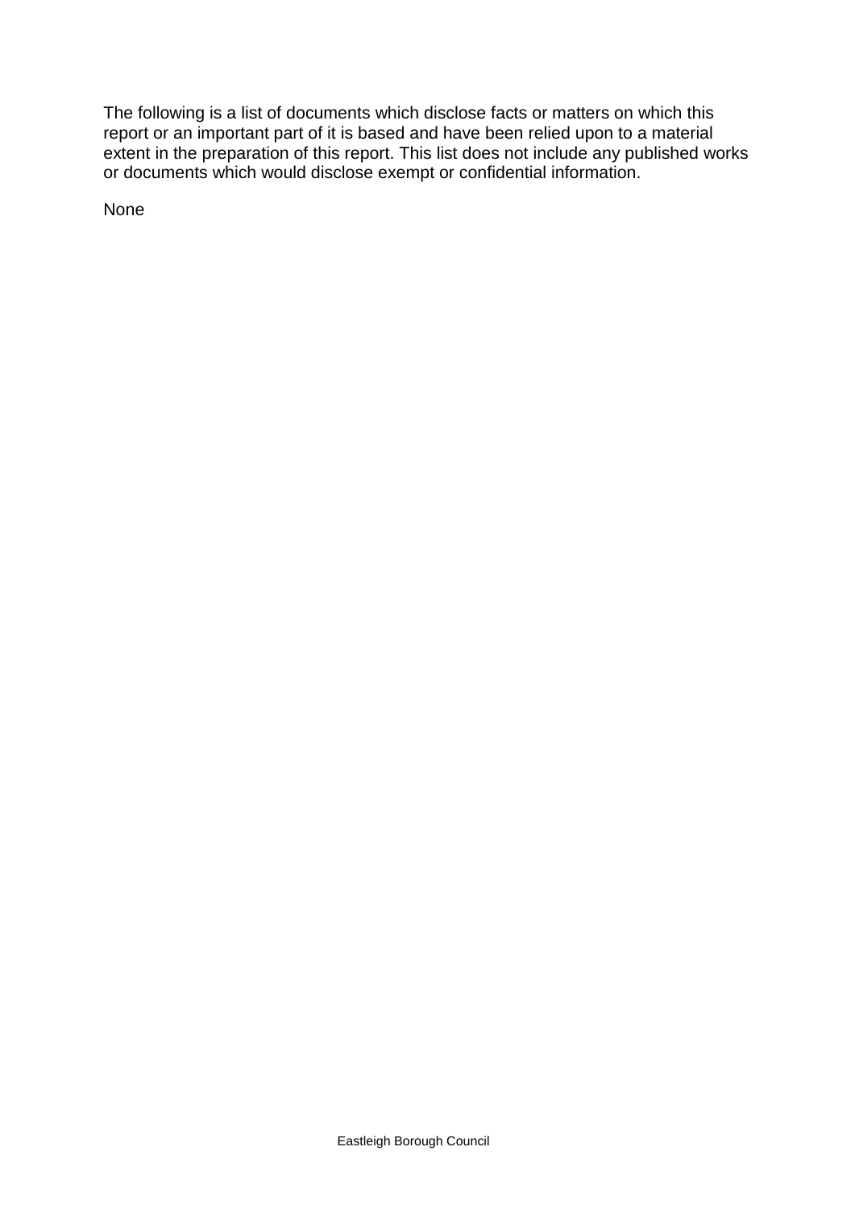The following is a list of documents which disclose facts or matters on which this report or an important part of it is based and have been relied upon to a material extent in the preparation of this report. This list does not include any published works or documents which would disclose exempt or confidential information.

None